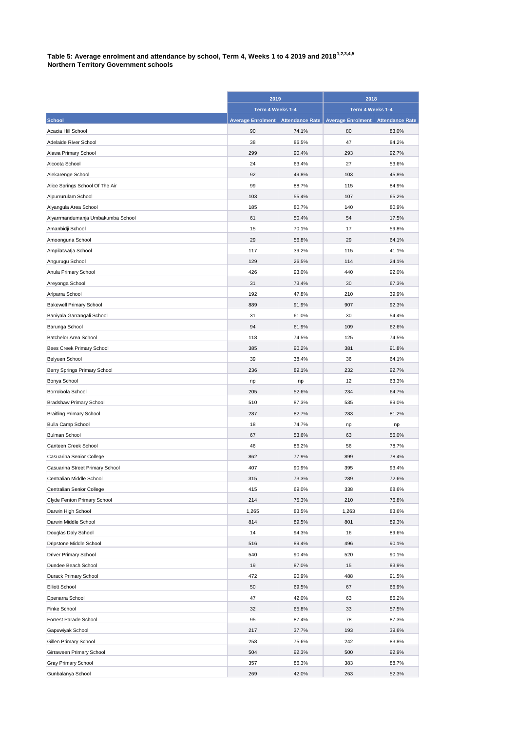**Table 5: Average enrolment and attendance by school, Term 4, Weeks 1 to 4 2019 and 2018[1,2,3,4,5]**
**Northern Territory Government schools**

| | 2019 | | 2018 | |
|---|---|---|---|---|
| | Term 4 Weeks 1-4 | | Term 4 Weeks 1-4 | |
| School | Average Enrolment | Attendance Rate | Average Enrolment | Attendance Rate |
| Acacia Hill School | 90 | 74.1% | 80 | 83.0% |
| Adelaide River School | 38 | 86.5% | 47 | 84.2% |
| Alawa Primary School | 299 | 90.4% | 293 | 92.7% |
| Alcoota School | 24 | 63.4% | 27 | 53.6% |
| Alekarenge School | 92 | 49.8% | 103 | 45.8% |
| Alice Springs School Of The Air | 99 | 88.7% | 115 | 84.9% |
| Alpurrurulam School | 103 | 55.4% | 107 | 65.2% |
| Alyangula Area School | 185 | 80.7% | 140 | 80.9% |
| Alyarrmandumanja Umbakumba School | 61 | 50.4% | 54 | 17.5% |
| Amanbidji School | 15 | 70.1% | 17 | 59.8% |
| Amoonguna School | 29 | 56.8% | 29 | 64.1% |
| Ampilatwatja School | 117 | 39.2% | 115 | 41.1% |
| Angurugu School | 129 | 26.5% | 114 | 24.1% |
| Anula Primary School | 426 | 93.0% | 440 | 92.0% |
| Areyonga School | 31 | 73.4% | 30 | 67.3% |
| Arlparra School | 192 | 47.8% | 210 | 39.9% |
| Bakewell Primary School | 889 | 91.9% | 907 | 92.3% |
| Baniyala Garrangali School | 31 | 61.0% | 30 | 54.4% |
| Barunga School | 94 | 61.9% | 109 | 62.6% |
| Batchelor Area School | 118 | 74.5% | 125 | 74.5% |
| Bees Creek Primary School | 385 | 90.2% | 381 | 91.8% |
| Belyuen School | 39 | 38.4% | 36 | 64.1% |
| Berry Springs Primary School | 236 | 89.1% | 232 | 92.7% |
| Bonya School | np | np | 12 | 63.3% |
| Borroloola School | 205 | 52.6% | 234 | 64.7% |
| Bradshaw Primary School | 510 | 87.3% | 535 | 89.0% |
| Braitling Primary School | 287 | 82.7% | 283 | 81.2% |
| Bulla Camp School | 18 | 74.7% | np | np |
| Bulman School | 67 | 53.6% | 63 | 56.0% |
| Canteen Creek School | 46 | 86.2% | 56 | 78.7% |
| Casuarina Senior College | 862 | 77.9% | 899 | 78.4% |
| Casuarina Street Primary School | 407 | 90.9% | 395 | 93.4% |
| Centralian Middle School | 315 | 73.3% | 289 | 72.6% |
| Centralian Senior College | 415 | 69.0% | 338 | 68.6% |
| Clyde Fenton Primary School | 214 | 75.3% | 210 | 76.8% |
| Darwin High School | 1,265 | 83.5% | 1,263 | 83.6% |
| Darwin Middle School | 814 | 89.5% | 801 | 89.3% |
| Douglas Daly School | 14 | 94.3% | 16 | 89.6% |
| Dripstone Middle School | 516 | 89.4% | 496 | 90.1% |
| Driver Primary School | 540 | 90.4% | 520 | 90.1% |
| Dundee Beach School | 19 | 87.0% | 15 | 83.9% |
| Durack Primary School | 472 | 90.9% | 488 | 91.5% |
| Elliott School | 50 | 69.5% | 67 | 66.9% |
| Epenarra School | 47 | 42.0% | 63 | 86.2% |
| Finke School | 32 | 65.8% | 33 | 57.5% |
| Forrest Parade School | 95 | 87.4% | 78 | 87.3% |
| Gapuwiyak School | 217 | 37.7% | 193 | 39.6% |
| Gillen Primary School | 258 | 75.6% | 242 | 83.8% |
| Girraween Primary School | 504 | 92.3% | 500 | 92.9% |
| Gray Primary School | 357 | 86.3% | 383 | 88.7% |
| Gunbalanya School | 269 | 42.0% | 263 | 52.3% |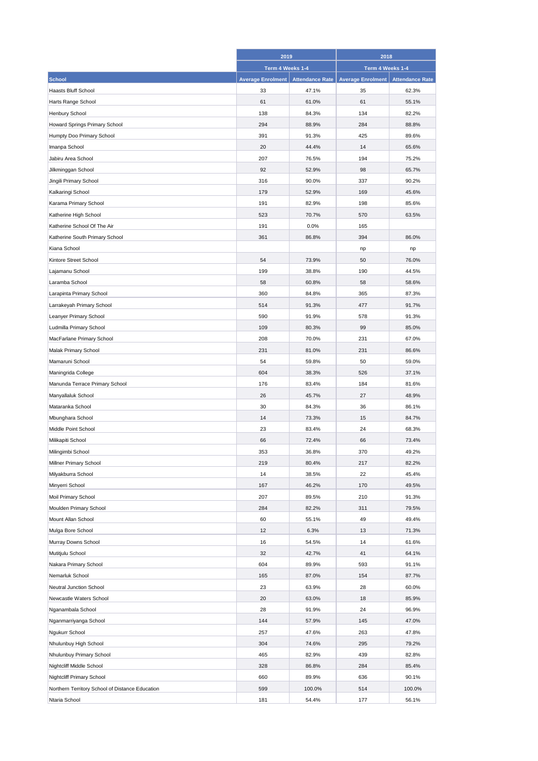| School | 2019 | | 2018 | |
|---|---|---|---|---|
| | Term 4 Weeks 1-4 | | Term 4 Weeks 1-4 | |
| | Average Enrolment | Attendance Rate | Average Enrolment | Attendance Rate |
| Haasts Bluff School | 33 | 47.1% | 35 | 62.3% |
| Harts Range School | 61 | 61.0% | 61 | 55.1% |
| Henbury School | 138 | 84.3% | 134 | 82.2% |
| Howard Springs Primary School | 294 | 88.9% | 284 | 88.8% |
| Humpty Doo Primary School | 391 | 91.3% | 425 | 89.6% |
| Imanpa School | 20 | 44.4% | 14 | 65.6% |
| Jabiru Area School | 207 | 76.5% | 194 | 75.2% |
| Jilkminggan School | 92 | 52.9% | 98 | 65.7% |
| Jingili Primary School | 316 | 90.0% | 337 | 90.2% |
| Kalkaringi School | 179 | 52.9% | 169 | 45.6% |
| Karama Primary School | 191 | 82.9% | 198 | 85.6% |
| Katherine High School | 523 | 70.7% | 570 | 63.5% |
| Katherine School Of The Air | 191 | 0.0% | 165 | |
| Katherine South Primary School | 361 | 86.8% | 394 | 86.0% |
| Kiana School | | | np | np |
| Kintore Street School | 54 | 73.9% | 50 | 76.0% |
| Lajamanu School | 199 | 38.8% | 190 | 44.5% |
| Laramba School | 58 | 60.8% | 58 | 58.6% |
| Larapinta Primary School | 360 | 84.8% | 365 | 87.3% |
| Larrakeyah Primary School | 514 | 91.3% | 477 | 91.7% |
| Leanyer Primary School | 590 | 91.9% | 578 | 91.3% |
| Ludmilla Primary School | 109 | 80.3% | 99 | 85.0% |
| MacFarlane Primary School | 208 | 70.0% | 231 | 67.0% |
| Malak Primary School | 231 | 81.0% | 231 | 86.6% |
| Mamaruni School | 54 | 59.8% | 50 | 59.0% |
| Maningrida College | 604 | 38.3% | 526 | 37.1% |
| Manunda Terrace Primary School | 176 | 83.4% | 184 | 81.6% |
| Manyallaluk School | 26 | 45.7% | 27 | 48.9% |
| Mataranka School | 30 | 84.3% | 36 | 86.1% |
| Mbunghara School | 14 | 73.3% | 15 | 84.7% |
| Middle Point School | 23 | 83.4% | 24 | 68.3% |
| Milikapiti School | 66 | 72.4% | 66 | 73.4% |
| Milingimbi School | 353 | 36.8% | 370 | 49.2% |
| Millner Primary School | 219 | 80.4% | 217 | 82.2% |
| Milyakburra School | 14 | 38.5% | 22 | 45.4% |
| Minyerri School | 167 | 46.2% | 170 | 49.5% |
| Moil Primary School | 207 | 89.5% | 210 | 91.3% |
| Moulden Primary School | 284 | 82.2% | 311 | 79.5% |
| Mount Allan School | 60 | 55.1% | 49 | 49.4% |
| Mulga Bore School | 12 | 6.3% | 13 | 71.3% |
| Murray Downs School | 16 | 54.5% | 14 | 61.6% |
| Mutitjulu School | 32 | 42.7% | 41 | 64.1% |
| Nakara Primary School | 604 | 89.9% | 593 | 91.1% |
| Nemarluk School | 165 | 87.0% | 154 | 87.7% |
| Neutral Junction School | 23 | 63.9% | 28 | 60.0% |
| Newcastle Waters School | 20 | 63.0% | 18 | 85.9% |
| Nganambala School | 28 | 91.9% | 24 | 96.9% |
| Nganmarriyanga School | 144 | 57.9% | 145 | 47.0% |
| Ngukurr School | 257 | 47.6% | 263 | 47.8% |
| Nhulunbuy High School | 304 | 74.6% | 295 | 79.2% |
| Nhulunbuy Primary School | 465 | 82.9% | 439 | 82.8% |
| Nightcliff Middle School | 328 | 86.8% | 284 | 85.4% |
| Nightcliff Primary School | 660 | 89.9% | 636 | 90.1% |
| Northern Territory School of Distance Education | 599 | 100.0% | 514 | 100.0% |
| Ntaria School | 181 | 54.4% | 177 | 56.1% |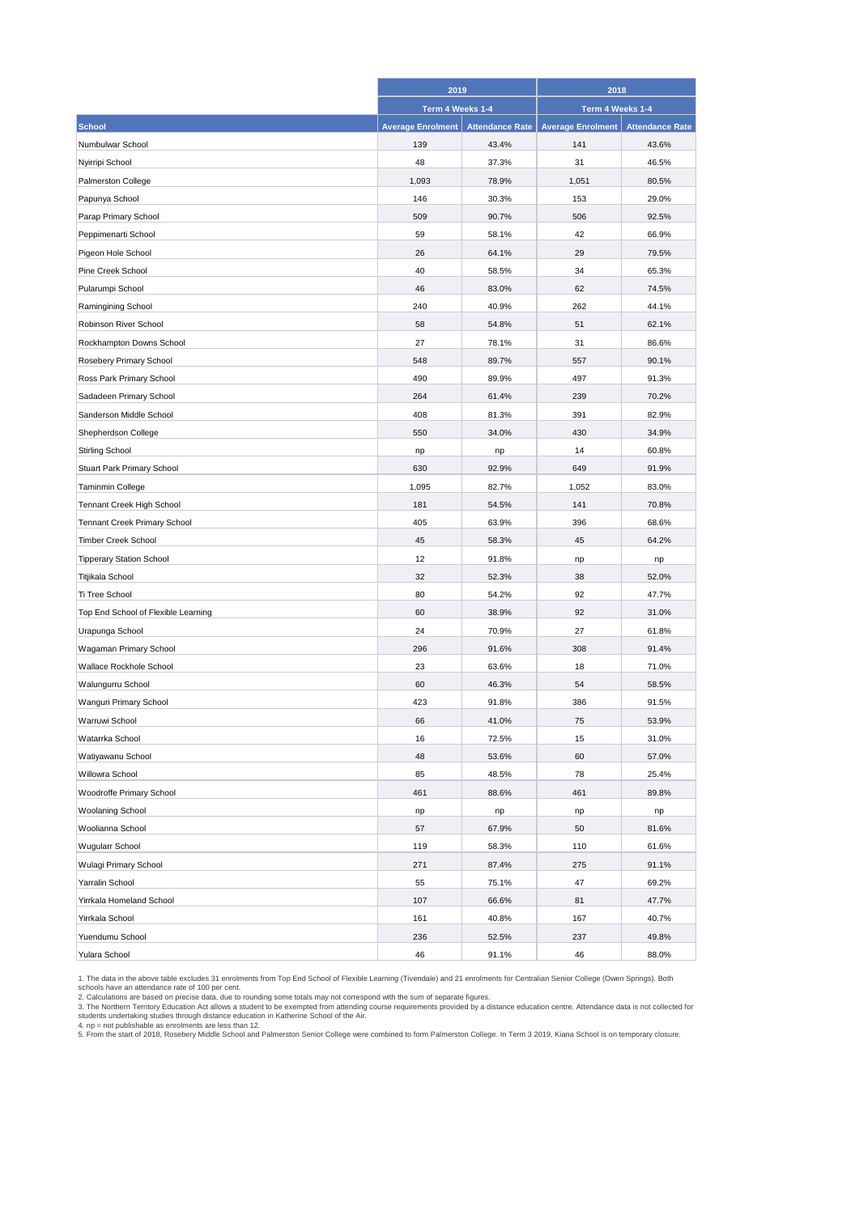| | 2019 | | 2018 | |
|---|---|---|---|---|
| | Term 4 Weeks 1-4 | | Term 4 Weeks 1-4 | |
| School | Average Enrolment | Attendance Rate | Average Enrolment | Attendance Rate |
| Numbulwar School | 139 | 43.4% | 141 | 43.6% |
| Nyirripi School | 48 | 37.3% | 31 | 46.5% |
| Palmerston College | 1,093 | 78.9% | 1,051 | 80.5% |
| Papunya School | 146 | 30.3% | 153 | 29.0% |
| Parap Primary School | 509 | 90.7% | 506 | 92.5% |
| Peppimenarti School | 59 | 58.1% | 42 | 66.9% |
| Pigeon Hole School | 26 | 64.1% | 29 | 79.5% |
| Pine Creek School | 40 | 58.5% | 34 | 65.3% |
| Pularumpi School | 46 | 83.0% | 62 | 74.5% |
| Ramingining School | 240 | 40.9% | 262 | 44.1% |
| Robinson River School | 58 | 54.8% | 51 | 62.1% |
| Rockhampton Downs School | 27 | 78.1% | 31 | 86.6% |
| Rosebery Primary School | 548 | 89.7% | 557 | 90.1% |
| Ross Park Primary School | 490 | 89.9% | 497 | 91.3% |
| Sadadeen Primary School | 264 | 61.4% | 239 | 70.2% |
| Sanderson Middle School | 408 | 81.3% | 391 | 82.9% |
| Shepherdson College | 550 | 34.0% | 430 | 34.9% |
| Stirling School | np | np | 14 | 60.8% |
| Stuart Park Primary School | 630 | 92.9% | 649 | 91.9% |
| Taminmin College | 1,095 | 82.7% | 1,052 | 83.0% |
| Tennant Creek High School | 181 | 54.5% | 141 | 70.8% |
| Tennant Creek Primary School | 405 | 63.9% | 396 | 68.6% |
| Timber Creek School | 45 | 58.3% | 45 | 64.2% |
| Tipperary Station School | 12 | 91.8% | np | np |
| Titjikala School | 32 | 52.3% | 38 | 52.0% |
| Ti Tree School | 80 | 54.2% | 92 | 47.7% |
| Top End School of Flexible Learning | 60 | 38.9% | 92 | 31.0% |
| Urapunga School | 24 | 70.9% | 27 | 61.8% |
| Wagaman Primary School | 296 | 91.6% | 308 | 91.4% |
| Wallace Rockhole School | 23 | 63.6% | 18 | 71.0% |
| Walungurru School | 60 | 46.3% | 54 | 58.5% |
| Wanguri Primary School | 423 | 91.8% | 386 | 91.5% |
| Warruwi School | 66 | 41.0% | 75 | 53.9% |
| Watarrka School | 16 | 72.5% | 15 | 31.0% |
| Watiyawanu School | 48 | 53.6% | 60 | 57.0% |
| Willowra School | 85 | 48.5% | 78 | 25.4% |
| Woodroffe Primary School | 461 | 88.6% | 461 | 89.8% |
| Woolaning School | np | np | np | np |
| Woolianna School | 57 | 67.9% | 50 | 81.6% |
| Wugularr School | 119 | 58.3% | 110 | 61.6% |
| Wulagi Primary School | 271 | 87.4% | 275 | 91.1% |
| Yarralin School | 55 | 75.1% | 47 | 69.2% |
| Yirrkala Homeland School | 107 | 66.6% | 81 | 47.7% |
| Yirrkala School | 161 | 40.8% | 167 | 40.7% |
| Yuendumu School | 236 | 52.5% | 237 | 49.8% |
| Yulara School | 46 | 91.1% | 46 | 88.0% |

1. The data in the above table excludes 31 enrolments from Top End School of Flexible Learning (Tivendale) and 21 enrolments for Centralian Senior College (Owen Springs). Both schools have an attendance rate of 100 per cent.
2. Calculations are based on precise data, due to rounding some totals may not correspond with the sum of separate figures.
3. The Northern Territory Education Act allows a student to be exempted from attending course requirements provided by a distance education centre. Attendance data is not collected for students undertaking studies through distance education in Katherine School of the Air.
4. np = not publishable as enrolments are less than 12.
5. From the start of 2018, Rosebery Middle School and Palmerston Senior College were combined to form Palmerston College. In Term 3 2019, Kiana School is on temporary closure.